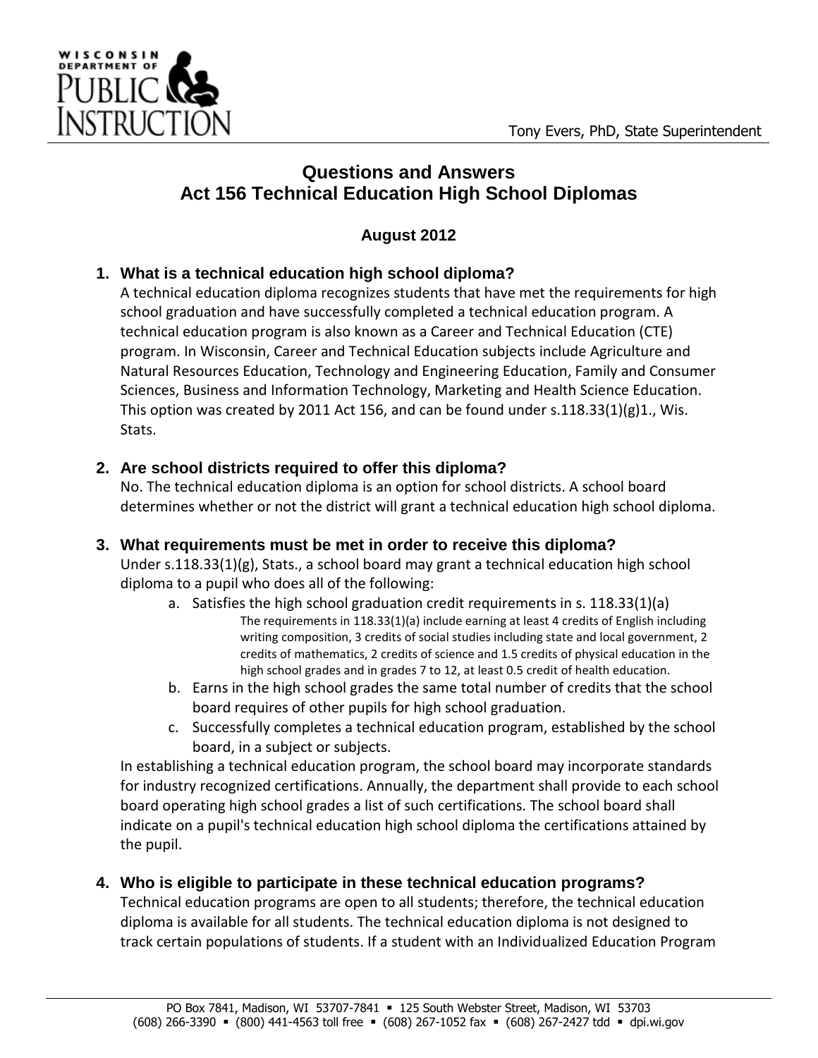Tony Evers, PhD, State Superintendent

# Questions and Answers
# Act 156 Technical Education High School Diplomas

**August 2012**

## 1. What is a technical education high school diploma?

A technical education diploma recognizes students that have met the requirements for high school graduation and have successfully completed a technical education program. A technical education program is also known as a Career and Technical Education (CTE) program. In Wisconsin, Career and Technical Education subjects include Agriculture and Natural Resources Education, Technology and Engineering Education, Family and Consumer Sciences, Business and Information Technology, Marketing and Health Science Education. This option was created by 2011 Act 156, and can be found under s.118.33(1)(g)1., Wis. Stats.

## 2. Are school districts required to offer this diploma?

No. The technical education diploma is an option for school districts. A school board determines whether or not the district will grant a technical education high school diploma.

## 3. What requirements must be met in order to receive this diploma?

Under s.118.33(1)(g), Stats., a school board may grant a technical education high school diploma to a pupil who does all of the following:

a. Satisfies the high school graduation credit requirements in s. 118.33(1)(a)

   The requirements in 118.33(1)(a) include earning at least 4 credits of English including writing composition, 3 credits of social studies including state and local government, 2 credits of mathematics, 2 credits of science and 1.5 credits of physical education in the high school grades and in grades 7 to 12, at least 0.5 credit of health education.

b. Earns in the high school grades the same total number of credits that the school board requires of other pupils for high school graduation.

c. Successfully completes a technical education program, established by the school board, in a subject or subjects.

In establishing a technical education program, the school board may incorporate standards for industry recognized certifications. Annually, the department shall provide to each school board operating high school grades a list of such certifications. The school board shall indicate on a pupil's technical education high school diploma the certifications attained by the pupil.

## 4. Who is eligible to participate in these technical education programs?

Technical education programs are open to all students; therefore, the technical education diploma is available for all students. The technical education diploma is not designed to track certain populations of students. If a student with an Individualized Education Program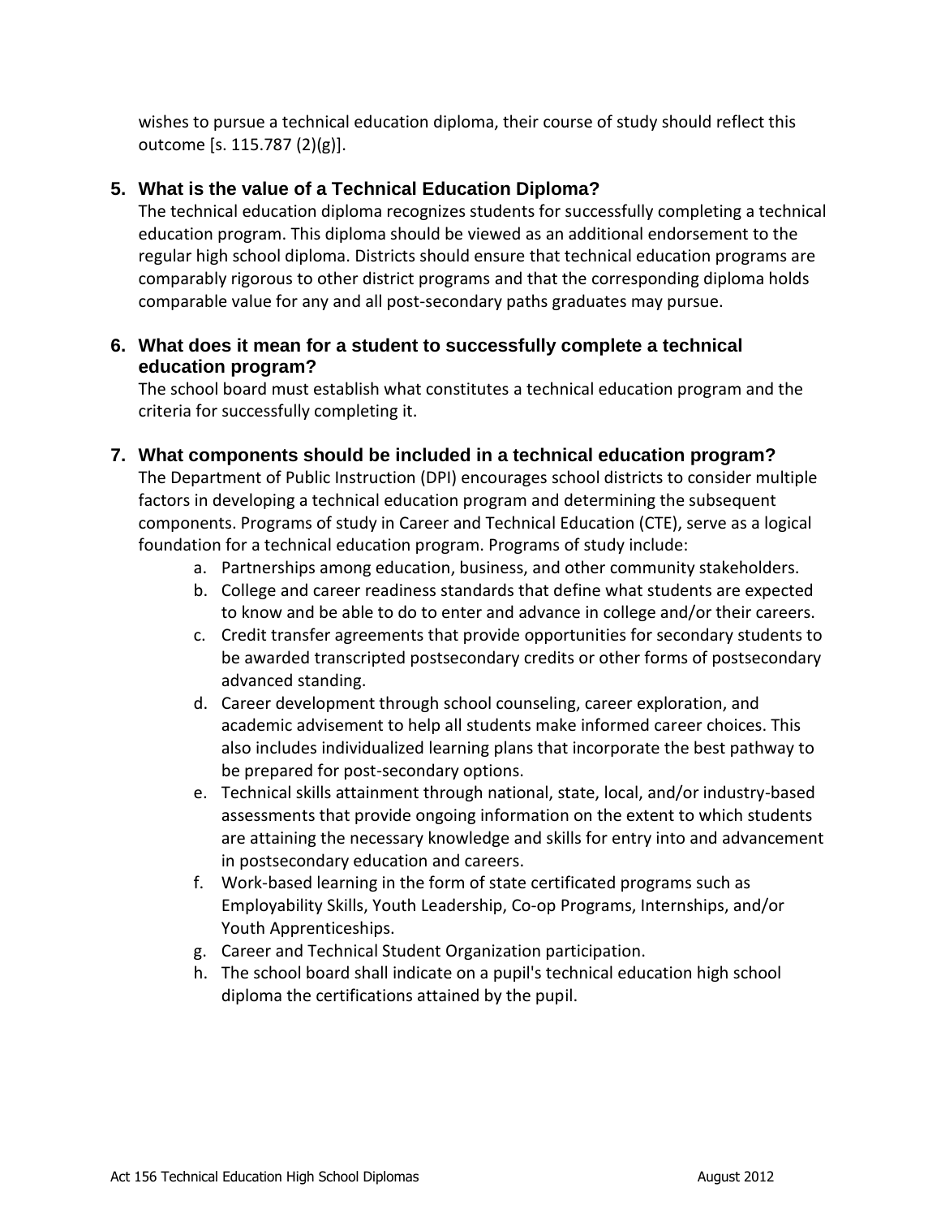wishes to pursue a technical education diploma, their course of study should reflect this outcome [s. 115.787 (2)(g)].

### 5. What is the value of a Technical Education Diploma?

The technical education diploma recognizes students for successfully completing a technical education program. This diploma should be viewed as an additional endorsement to the regular high school diploma. Districts should ensure that technical education programs are comparably rigorous to other district programs and that the corresponding diploma holds comparable value for any and all post-secondary paths graduates may pursue.

### 6. What does it mean for a student to successfully complete a technical education program?

The school board must establish what constitutes a technical education program and the criteria for successfully completing it.

### 7. What components should be included in a technical education program?

The Department of Public Instruction (DPI) encourages school districts to consider multiple factors in developing a technical education program and determining the subsequent components. Programs of study in Career and Technical Education (CTE), serve as a logical foundation for a technical education program. Programs of study include:

a. Partnerships among education, business, and other community stakeholders.
b. College and career readiness standards that define what students are expected to know and be able to do to enter and advance in college and/or their careers.
c. Credit transfer agreements that provide opportunities for secondary students to be awarded transcripted postsecondary credits or other forms of postsecondary advanced standing.
d. Career development through school counseling, career exploration, and academic advisement to help all students make informed career choices. This also includes individualized learning plans that incorporate the best pathway to be prepared for post-secondary options.
e. Technical skills attainment through national, state, local, and/or industry-based assessments that provide ongoing information on the extent to which students are attaining the necessary knowledge and skills for entry into and advancement in postsecondary education and careers.
f. Work-based learning in the form of state certificated programs such as Employability Skills, Youth Leadership, Co-op Programs, Internships, and/or Youth Apprenticeships.
g. Career and Technical Student Organization participation.
h. The school board shall indicate on a pupil's technical education high school diploma the certifications attained by the pupil.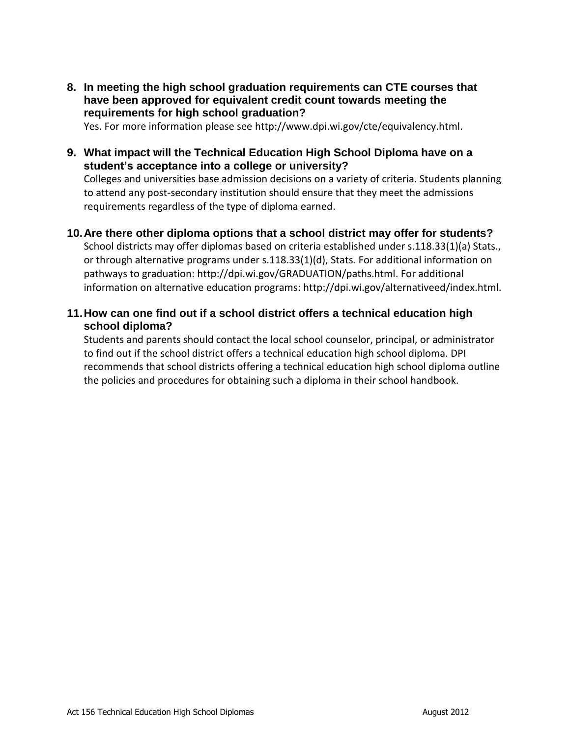8. **In meeting the high school graduation requirements can CTE courses that have been approved for equivalent credit count towards meeting the requirements for high school graduation?**
   Yes. For more information please see http://www.dpi.wi.gov/cte/equivalency.html.

9. **What impact will the Technical Education High School Diploma have on a student's acceptance into a college or university?**
   Colleges and universities base admission decisions on a variety of criteria. Students planning to attend any post-secondary institution should ensure that they meet the admissions requirements regardless of the type of diploma earned.

10. **Are there other diploma options that a school district may offer for students?**
    School districts may offer diplomas based on criteria established under s.118.33(1)(a) Stats., or through alternative programs under s.118.33(1)(d), Stats. For additional information on pathways to graduation: http://dpi.wi.gov/GRADUATION/paths.html. For additional information on alternative education programs: http://dpi.wi.gov/alternativeed/index.html.

11. **How can one find out if a school district offers a technical education high school diploma?**
    Students and parents should contact the local school counselor, principal, or administrator to find out if the school district offers a technical education high school diploma. DPI recommends that school districts offering a technical education high school diploma outline the policies and procedures for obtaining such a diploma in their school handbook.